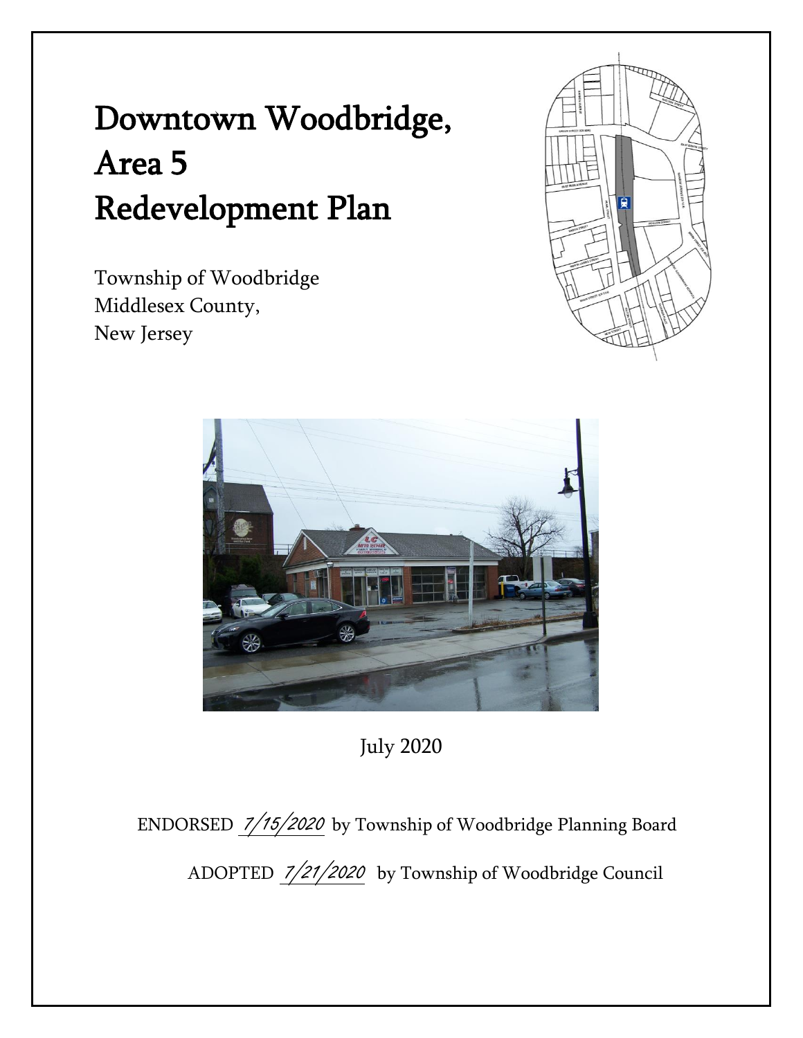# Downtown Woodbridge, Area 5 Redevelopment Plan

Township of Woodbridge
Middlesex County,
New Jersey

July 2020

ENDORSED 7/15/2020 by Township of Woodbridge Planning Board

ADOPTED 7/21/2020 by Township of Woodbridge Council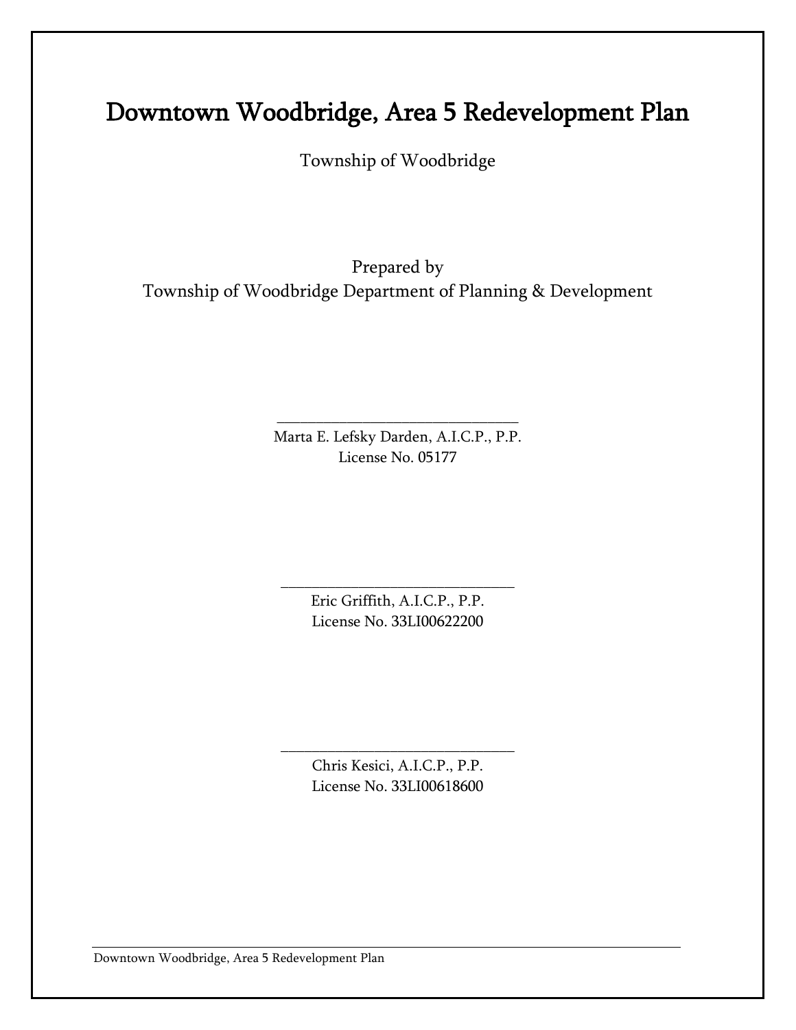# Downtown Woodbridge, Area 5 Redevelopment Plan

Township of Woodbridge

Prepared by
Township of Woodbridge Department of Planning & Development

_______________________________
Marta E. Lefsky Darden, A.I.C.P., P.P.
License No. 05177

_______________________________
Eric Griffith, A.I.C.P., P.P.
License No. 33LI00622200

_______________________________
Chris Kesici, A.I.C.P., P.P.
License No. 33LI00618600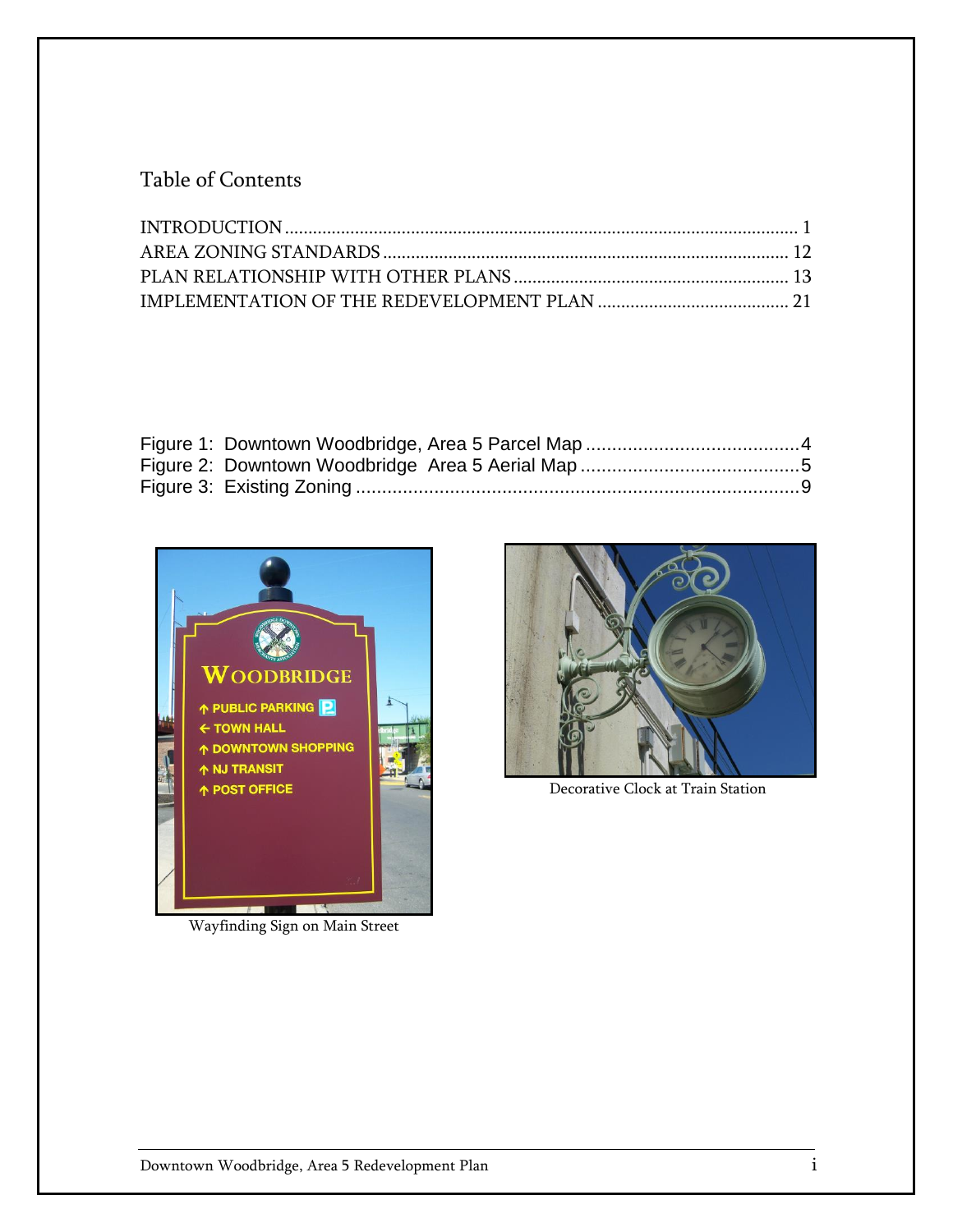# Table of Contents

INTRODUCTION ........................................................................................................ 1
AREA ZONING STANDARDS .................................................................................. 12
PLAN RELATIONSHIP WITH OTHER PLANS ........................................................ 13
IMPLEMENTATION OF THE REDEVELOPMENT PLAN ........................................ 21

Figure 1: Downtown Woodbridge, Area 5 Parcel Map ........................................4
Figure 2: Downtown Woodbridge Area 5 Aerial Map ..........................................5
Figure 3: Existing Zoning ....................................................................................9

Wayfinding Sign on Main Street

Decorative Clock at Train Station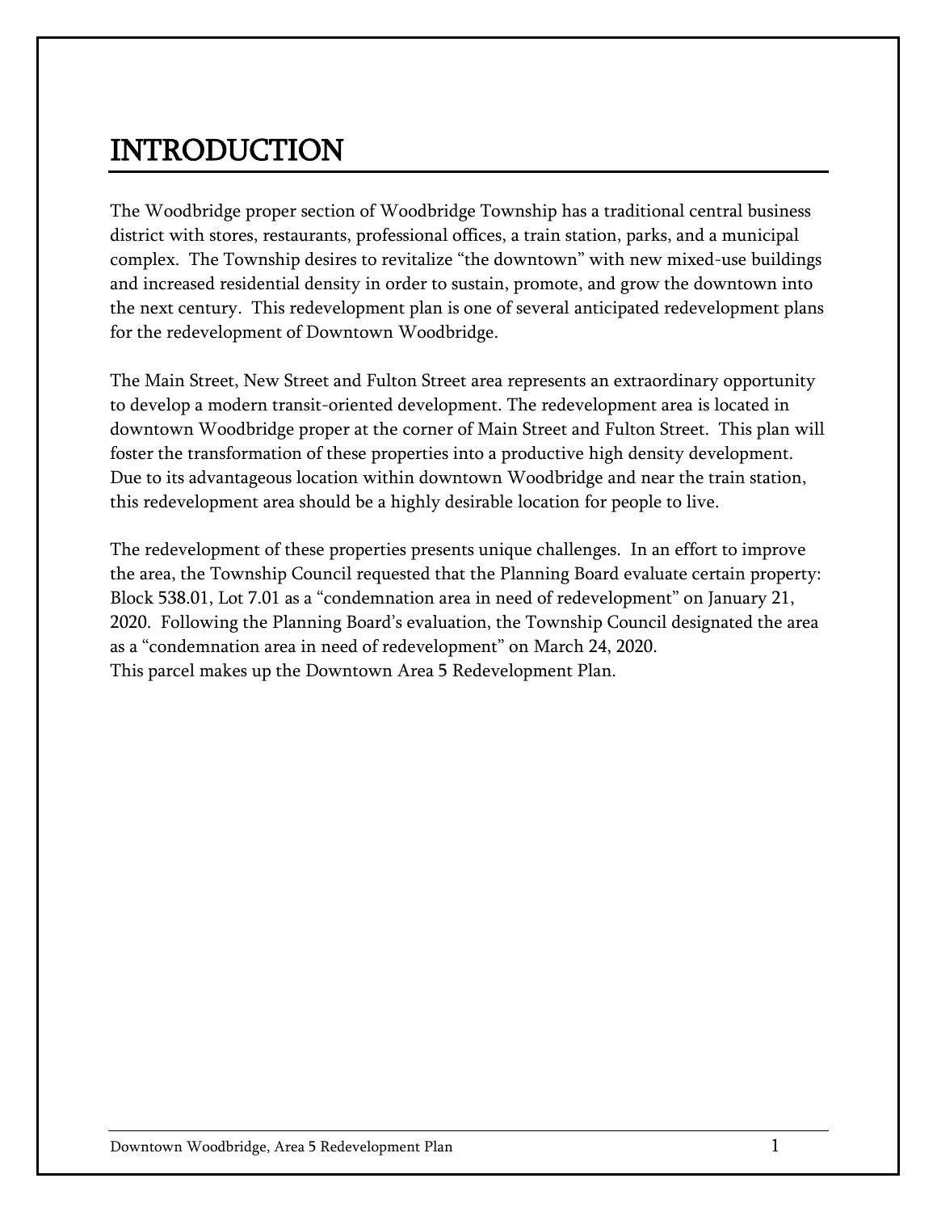# INTRODUCTION

The Woodbridge proper section of Woodbridge Township has a traditional central business district with stores, restaurants, professional offices, a train station, parks, and a municipal complex. The Township desires to revitalize "the downtown" with new mixed-use buildings and increased residential density in order to sustain, promote, and grow the downtown into the next century. This redevelopment plan is one of several anticipated redevelopment plans for the redevelopment of Downtown Woodbridge.

The Main Street, New Street and Fulton Street area represents an extraordinary opportunity to develop a modern transit-oriented development. The redevelopment area is located in downtown Woodbridge proper at the corner of Main Street and Fulton Street. This plan will foster the transformation of these properties into a productive high density development. Due to its advantageous location within downtown Woodbridge and near the train station, this redevelopment area should be a highly desirable location for people to live.

The redevelopment of these properties presents unique challenges. In an effort to improve the area, the Township Council requested that the Planning Board evaluate certain property: Block 538.01, Lot 7.01 as a "condemnation area in need of redevelopment" on January 21, 2020. Following the Planning Board's evaluation, the Township Council designated the area as a "condemnation area in need of redevelopment" on March 24, 2020.
This parcel makes up the Downtown Area 5 Redevelopment Plan.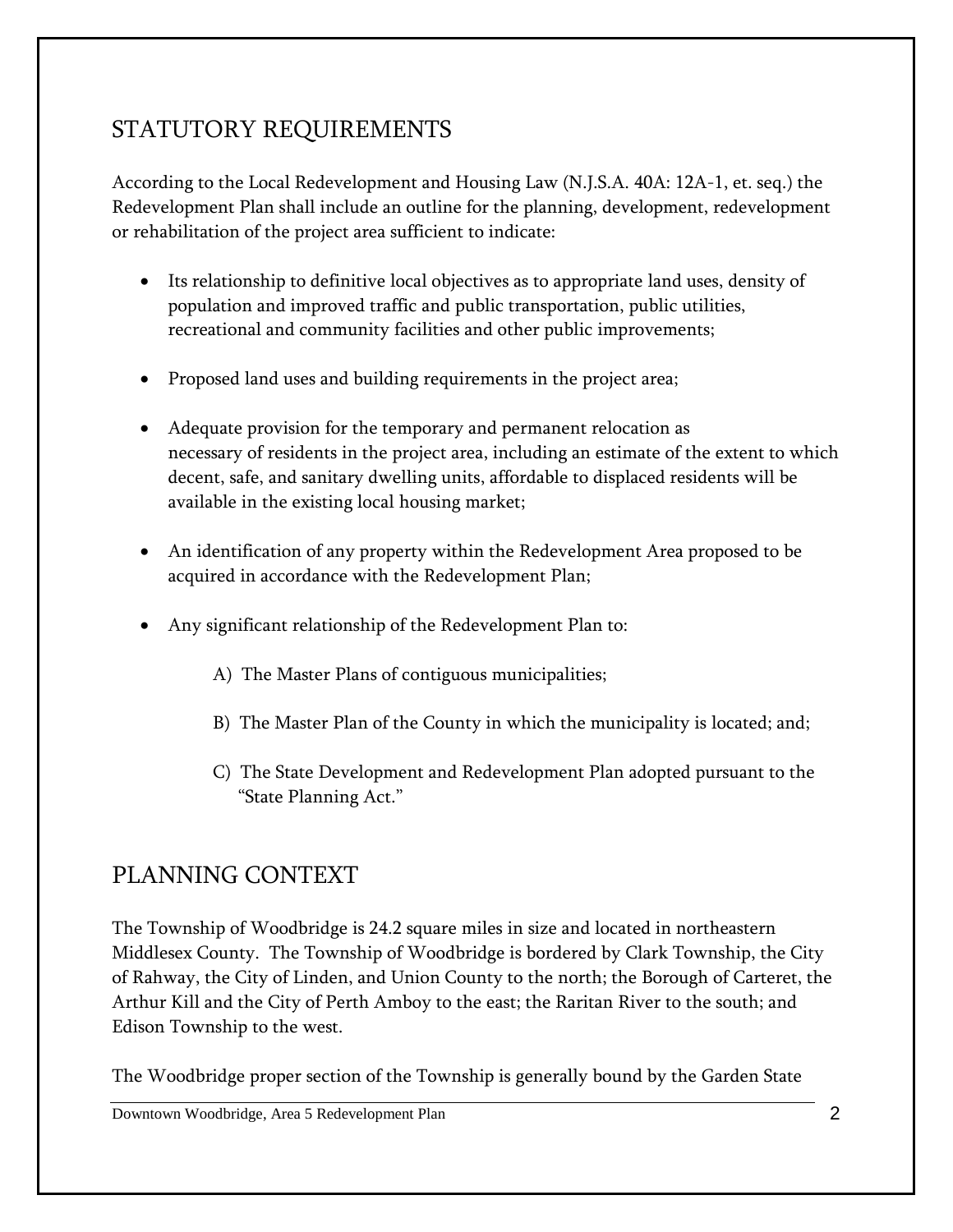## STATUTORY REQUIREMENTS

According to the Local Redevelopment and Housing Law (N.J.S.A. 40A: 12A-1, et. seq.) the Redevelopment Plan shall include an outline for the planning, development, redevelopment or rehabilitation of the project area sufficient to indicate:

- Its relationship to definitive local objectives as to appropriate land uses, density of population and improved traffic and public transportation, public utilities, recreational and community facilities and other public improvements;
- Proposed land uses and building requirements in the project area;
- Adequate provision for the temporary and permanent relocation as necessary of residents in the project area, including an estimate of the extent to which decent, safe, and sanitary dwelling units, affordable to displaced residents will be available in the existing local housing market;
- An identification of any property within the Redevelopment Area proposed to be acquired in accordance with the Redevelopment Plan;
- Any significant relationship of the Redevelopment Plan to:

  A) The Master Plans of contiguous municipalities;

  B) The Master Plan of the County in which the municipality is located; and;

  C) The State Development and Redevelopment Plan adopted pursuant to the "State Planning Act."

## PLANNING CONTEXT

The Township of Woodbridge is 24.2 square miles in size and located in northeastern Middlesex County. The Township of Woodbridge is bordered by Clark Township, the City of Rahway, the City of Linden, and Union County to the north; the Borough of Carteret, the Arthur Kill and the City of Perth Amboy to the east; the Raritan River to the south; and Edison Township to the west.

The Woodbridge proper section of the Township is generally bound by the Garden State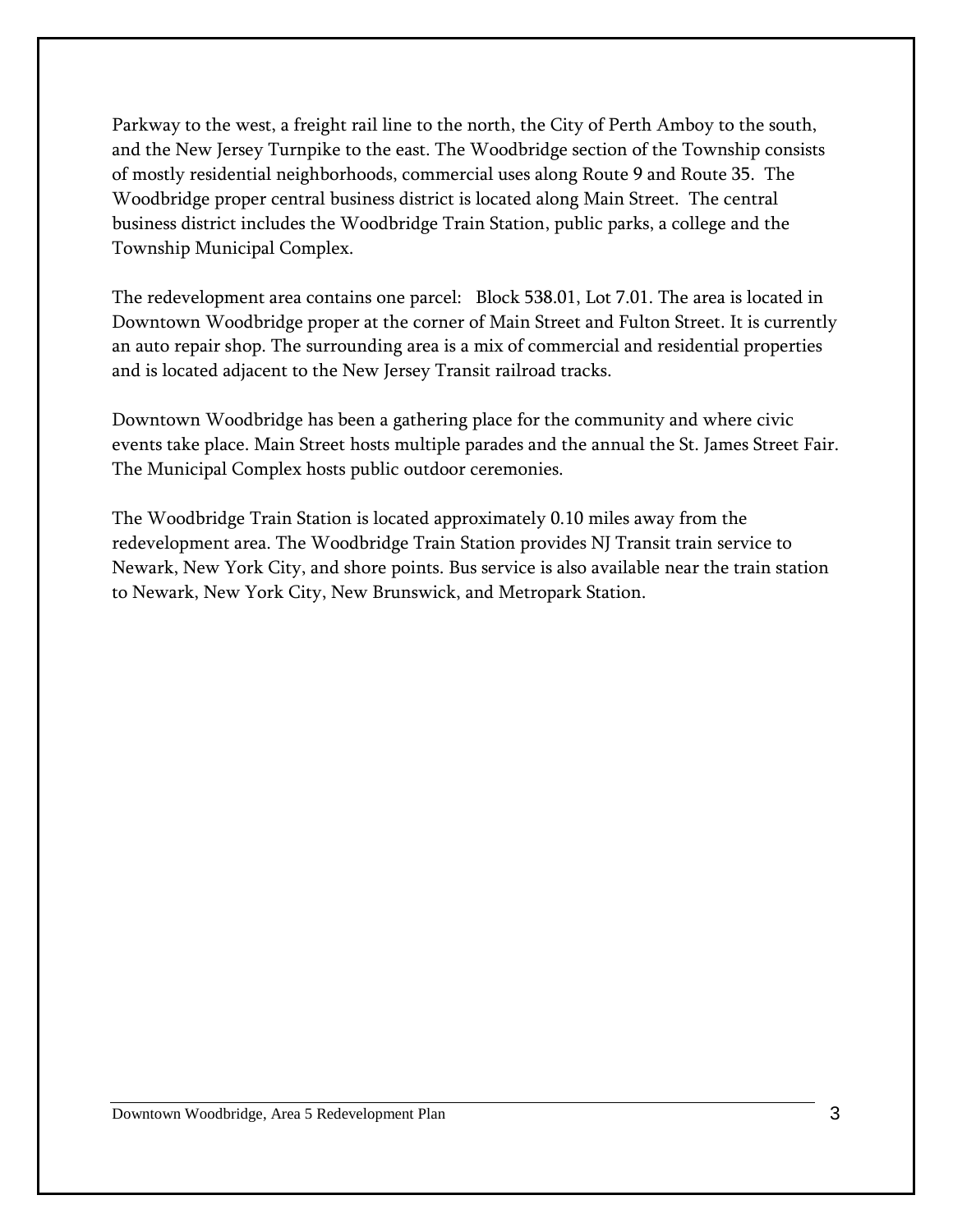Parkway to the west, a freight rail line to the north, the City of Perth Amboy to the south, and the New Jersey Turnpike to the east. The Woodbridge section of the Township consists of mostly residential neighborhoods, commercial uses along Route 9 and Route 35. The Woodbridge proper central business district is located along Main Street. The central business district includes the Woodbridge Train Station, public parks, a college and the Township Municipal Complex.

The redevelopment area contains one parcel: Block 538.01, Lot 7.01. The area is located in Downtown Woodbridge proper at the corner of Main Street and Fulton Street. It is currently an auto repair shop. The surrounding area is a mix of commercial and residential properties and is located adjacent to the New Jersey Transit railroad tracks.

Downtown Woodbridge has been a gathering place for the community and where civic events take place. Main Street hosts multiple parades and the annual the St. James Street Fair. The Municipal Complex hosts public outdoor ceremonies.

The Woodbridge Train Station is located approximately 0.10 miles away from the redevelopment area. The Woodbridge Train Station provides NJ Transit train service to Newark, New York City, and shore points. Bus service is also available near the train station to Newark, New York City, New Brunswick, and Metropark Station.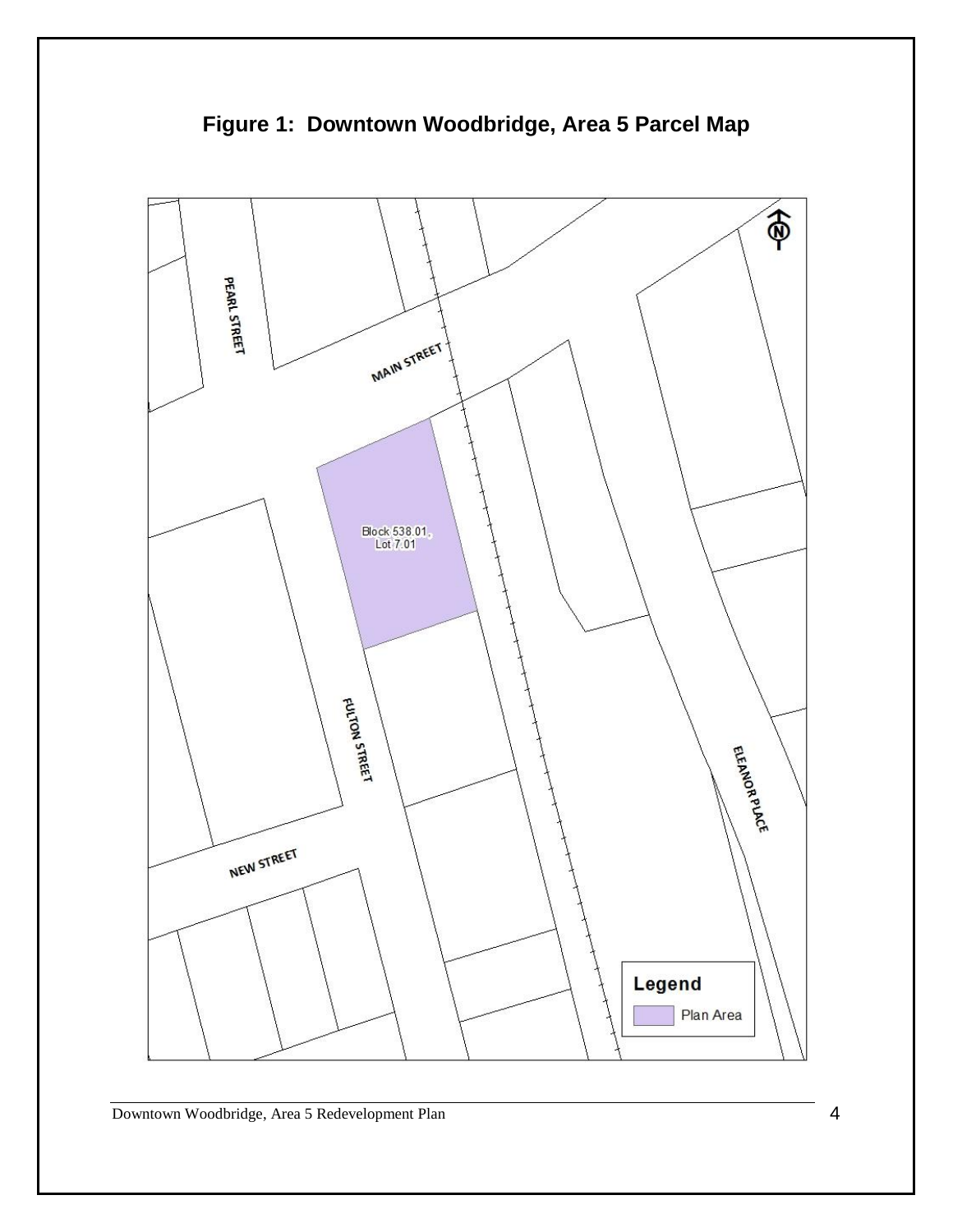**Figure 1: Downtown Woodbridge, Area 5 Parcel Map**

PEARL STREET

MAIN STREET

Block 538.01, Lot 7.01

FULTON STREET

NEW STREET

ELEANOR PLACE

**Legend**

Plan Area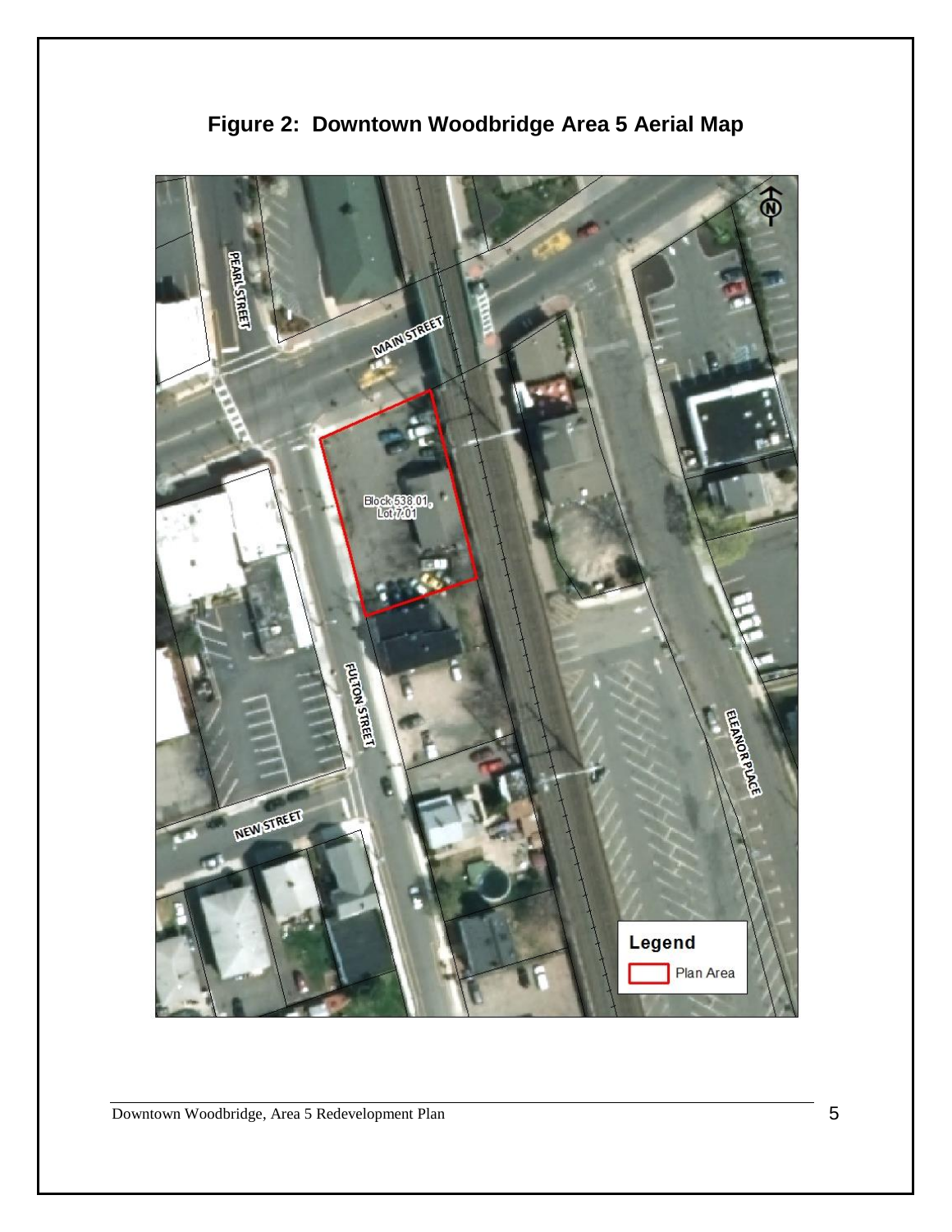# Figure 2: Downtown Woodbridge Area 5 Aerial Map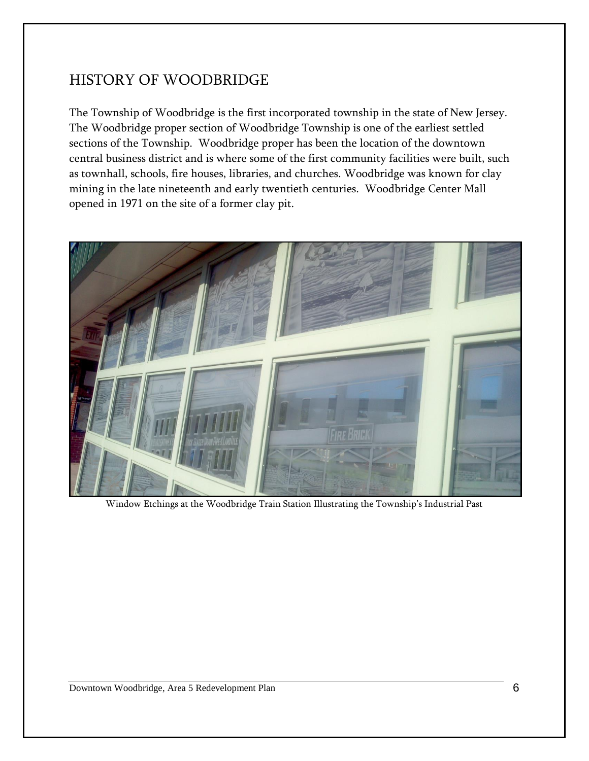## HISTORY OF WOODBRIDGE

The Township of Woodbridge is the first incorporated township in the state of New Jersey. The Woodbridge proper section of Woodbridge Township is one of the earliest settled sections of the Township. Woodbridge proper has been the location of the downtown central business district and is where some of the first community facilities were built, such as townhall, schools, fire houses, libraries, and churches. Woodbridge was known for clay mining in the late nineteenth and early twentieth centuries. Woodbridge Center Mall opened in 1971 on the site of a former clay pit.

Window Etchings at the Woodbridge Train Station Illustrating the Township's Industrial Past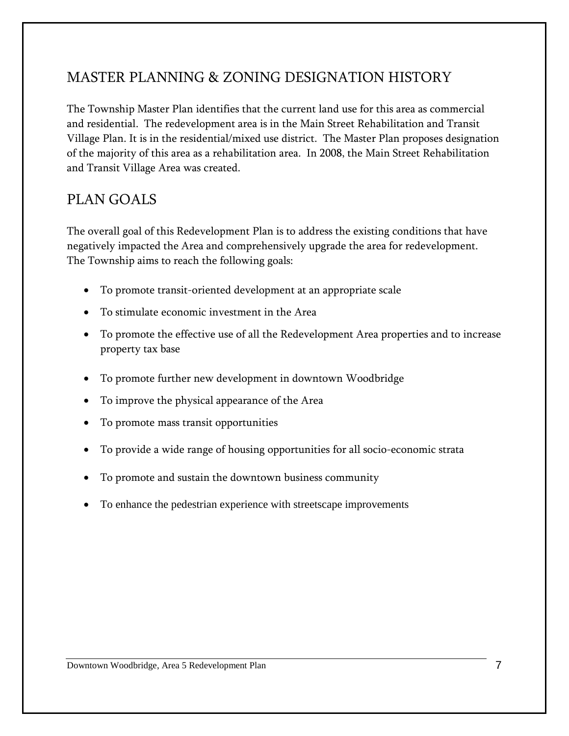## MASTER PLANNING & ZONING DESIGNATION HISTORY

The Township Master Plan identifies that the current land use for this area as commercial and residential. The redevelopment area is in the Main Street Rehabilitation and Transit Village Plan. It is in the residential/mixed use district. The Master Plan proposes designation of the majority of this area as a rehabilitation area. In 2008, the Main Street Rehabilitation and Transit Village Area was created.

## PLAN GOALS

The overall goal of this Redevelopment Plan is to address the existing conditions that have negatively impacted the Area and comprehensively upgrade the area for redevelopment. The Township aims to reach the following goals:

- To promote transit-oriented development at an appropriate scale
- To stimulate economic investment in the Area
- To promote the effective use of all the Redevelopment Area properties and to increase property tax base
- To promote further new development in downtown Woodbridge
- To improve the physical appearance of the Area
- To promote mass transit opportunities
- To provide a wide range of housing opportunities for all socio-economic strata
- To promote and sustain the downtown business community
- To enhance the pedestrian experience with streetscape improvements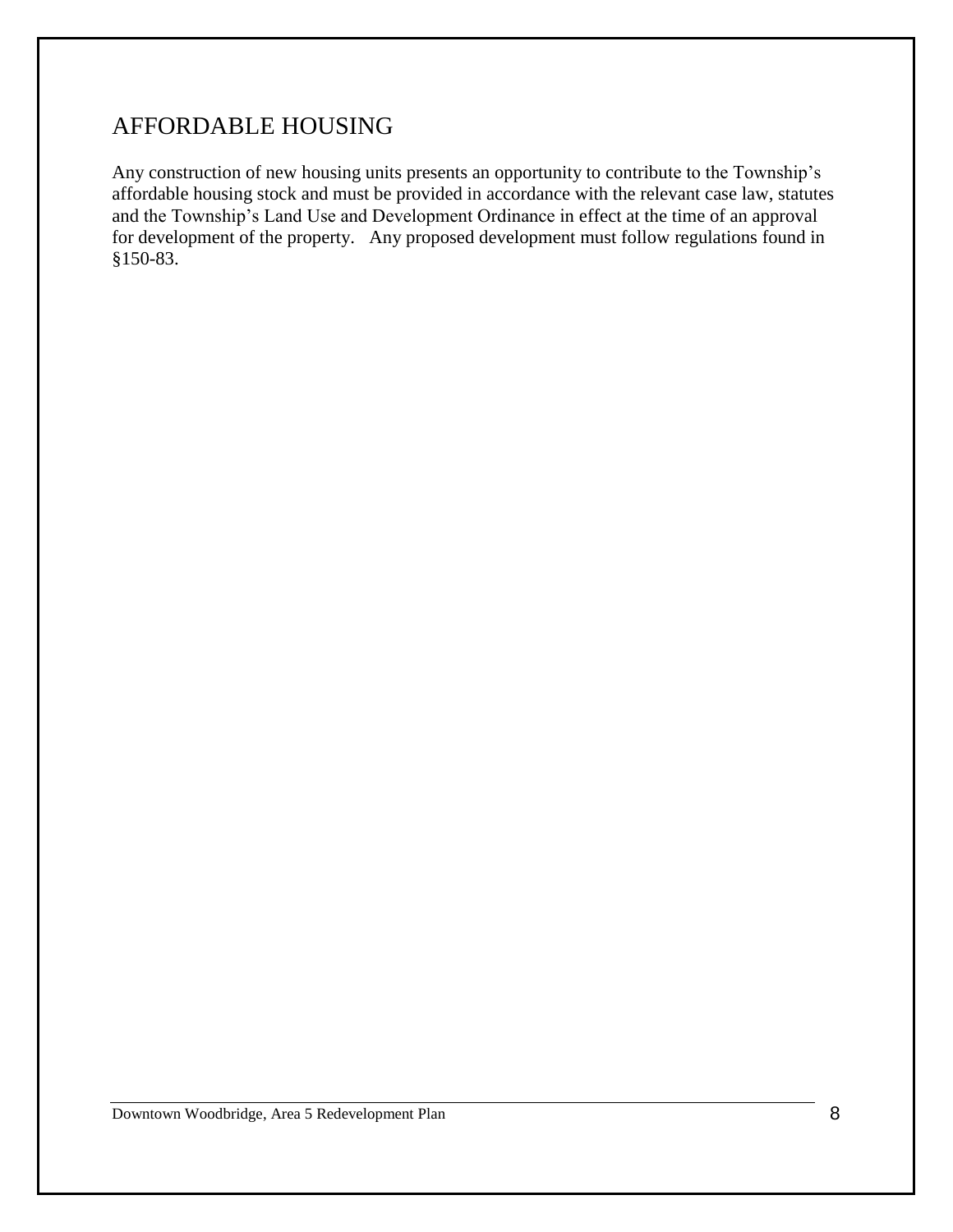## AFFORDABLE HOUSING

Any construction of new housing units presents an opportunity to contribute to the Township's affordable housing stock and must be provided in accordance with the relevant case law, statutes and the Township's Land Use and Development Ordinance in effect at the time of an approval for development of the property. Any proposed development must follow regulations found in §150-83.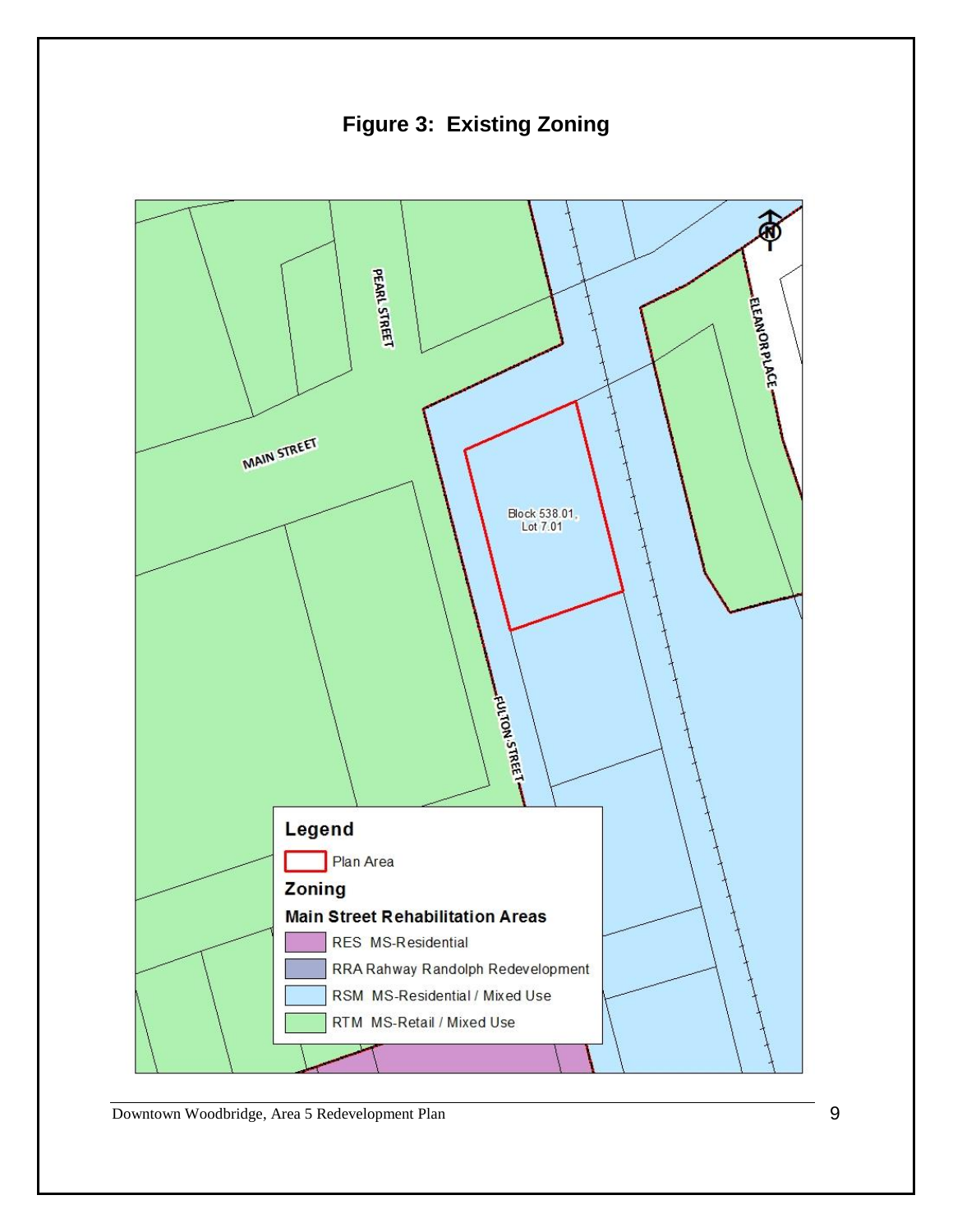# Figure 3: Existing Zoning

PEARL STREET

MAIN STREET

ELEANOR PLACE

Block 538.01, Lot 7.01

FULTON STREET

**Legend**

Plan Area

**Zoning**

**Main Street Rehabilitation Areas**

- RES MS-Residential
- RRA Rahway Randolph Redevelopment
- RSM MS-Residential / Mixed Use
- RTM MS-Retail / Mixed Use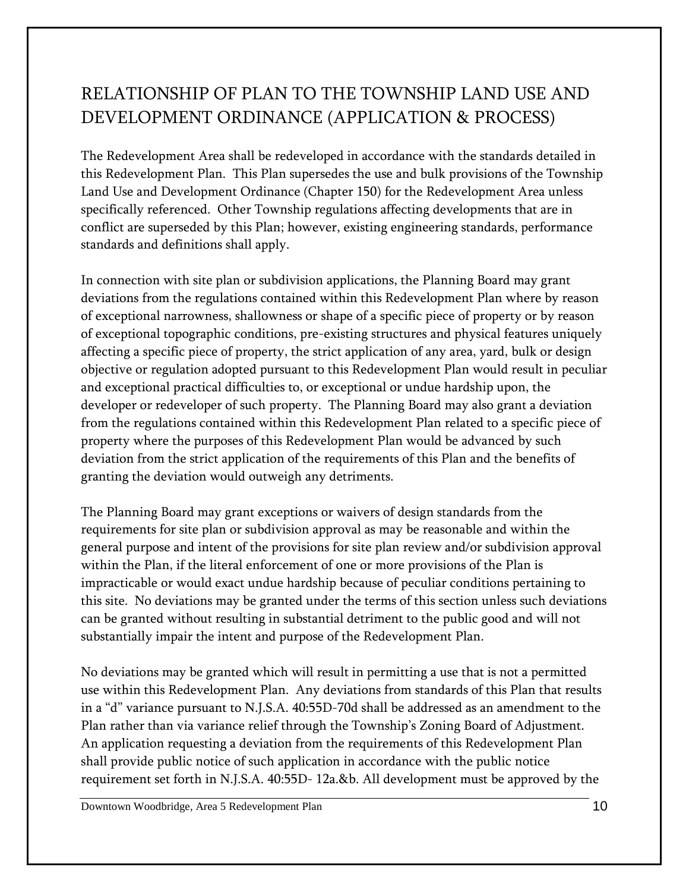## RELATIONSHIP OF PLAN TO THE TOWNSHIP LAND USE AND DEVELOPMENT ORDINANCE (APPLICATION & PROCESS)

The Redevelopment Area shall be redeveloped in accordance with the standards detailed in this Redevelopment Plan. This Plan supersedes the use and bulk provisions of the Township Land Use and Development Ordinance (Chapter 150) for the Redevelopment Area unless specifically referenced. Other Township regulations affecting developments that are in conflict are superseded by this Plan; however, existing engineering standards, performance standards and definitions shall apply.

In connection with site plan or subdivision applications, the Planning Board may grant deviations from the regulations contained within this Redevelopment Plan where by reason of exceptional narrowness, shallowness or shape of a specific piece of property or by reason of exceptional topographic conditions, pre-existing structures and physical features uniquely affecting a specific piece of property, the strict application of any area, yard, bulk or design objective or regulation adopted pursuant to this Redevelopment Plan would result in peculiar and exceptional practical difficulties to, or exceptional or undue hardship upon, the developer or redeveloper of such property. The Planning Board may also grant a deviation from the regulations contained within this Redevelopment Plan related to a specific piece of property where the purposes of this Redevelopment Plan would be advanced by such deviation from the strict application of the requirements of this Plan and the benefits of granting the deviation would outweigh any detriments.

The Planning Board may grant exceptions or waivers of design standards from the requirements for site plan or subdivision approval as may be reasonable and within the general purpose and intent of the provisions for site plan review and/or subdivision approval within the Plan, if the literal enforcement of one or more provisions of the Plan is impracticable or would exact undue hardship because of peculiar conditions pertaining to this site. No deviations may be granted under the terms of this section unless such deviations can be granted without resulting in substantial detriment to the public good and will not substantially impair the intent and purpose of the Redevelopment Plan.

No deviations may be granted which will result in permitting a use that is not a permitted use within this Redevelopment Plan. Any deviations from standards of this Plan that results in a "d" variance pursuant to N.J.S.A. 40:55D-70d shall be addressed as an amendment to the Plan rather than via variance relief through the Township's Zoning Board of Adjustment. An application requesting a deviation from the requirements of this Redevelopment Plan shall provide public notice of such application in accordance with the public notice requirement set forth in N.J.S.A. 40:55D- 12a.&b. All development must be approved by the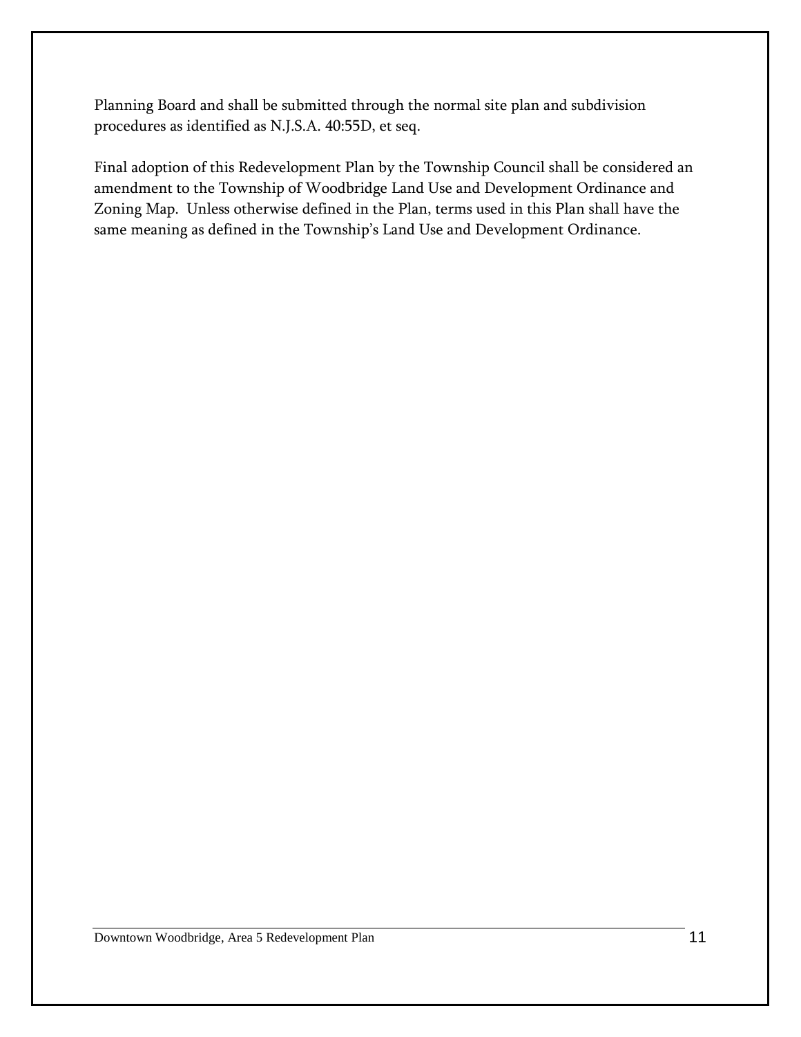Planning Board and shall be submitted through the normal site plan and subdivision procedures as identified as N.J.S.A. 40:55D, et seq.

Final adoption of this Redevelopment Plan by the Township Council shall be considered an amendment to the Township of Woodbridge Land Use and Development Ordinance and Zoning Map. Unless otherwise defined in the Plan, terms used in this Plan shall have the same meaning as defined in the Township's Land Use and Development Ordinance.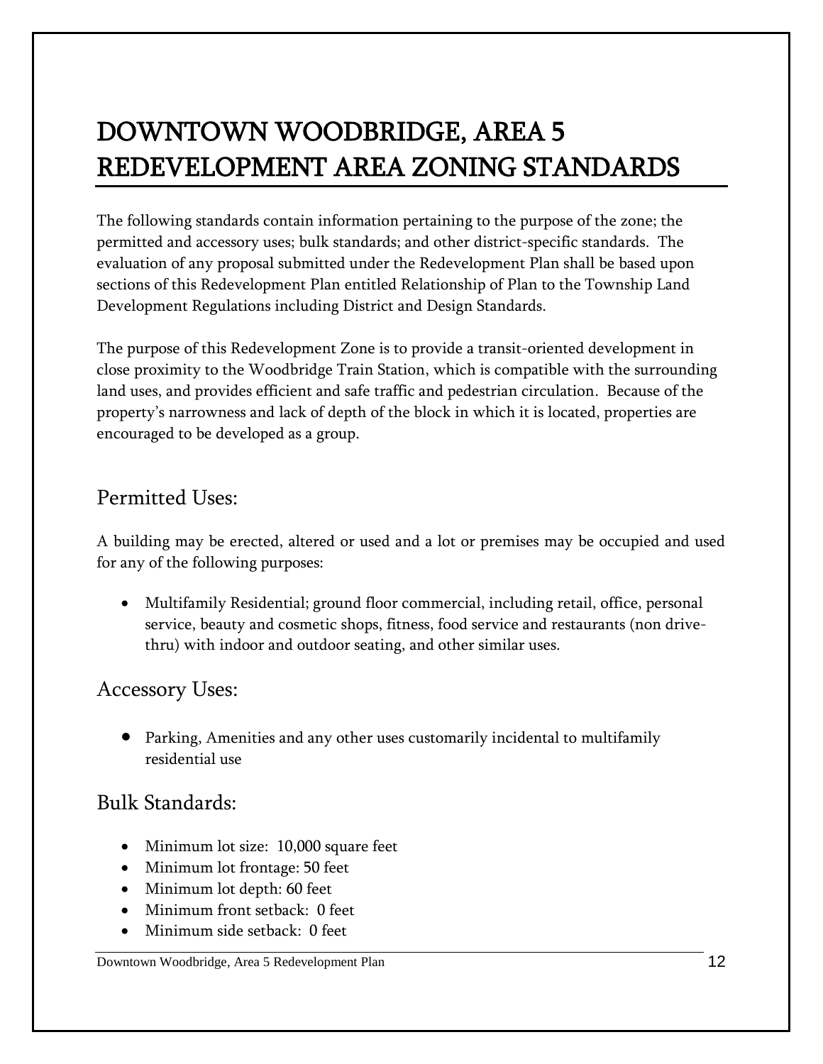# DOWNTOWN WOODBRIDGE, AREA 5 REDEVELOPMENT AREA ZONING STANDARDS

The following standards contain information pertaining to the purpose of the zone; the permitted and accessory uses; bulk standards; and other district-specific standards. The evaluation of any proposal submitted under the Redevelopment Plan shall be based upon sections of this Redevelopment Plan entitled Relationship of Plan to the Township Land Development Regulations including District and Design Standards.

The purpose of this Redevelopment Zone is to provide a transit-oriented development in close proximity to the Woodbridge Train Station, which is compatible with the surrounding land uses, and provides efficient and safe traffic and pedestrian circulation. Because of the property's narrowness and lack of depth of the block in which it is located, properties are encouraged to be developed as a group.

## Permitted Uses:

A building may be erected, altered or used and a lot or premises may be occupied and used for any of the following purposes:

- Multifamily Residential; ground floor commercial, including retail, office, personal service, beauty and cosmetic shops, fitness, food service and restaurants (non drive-thru) with indoor and outdoor seating, and other similar uses.

## Accessory Uses:

- Parking, Amenities and any other uses customarily incidental to multifamily residential use

## Bulk Standards:

- Minimum lot size: 10,000 square feet
- Minimum lot frontage: 50 feet
- Minimum lot depth: 60 feet
- Minimum front setback: 0 feet
- Minimum side setback: 0 feet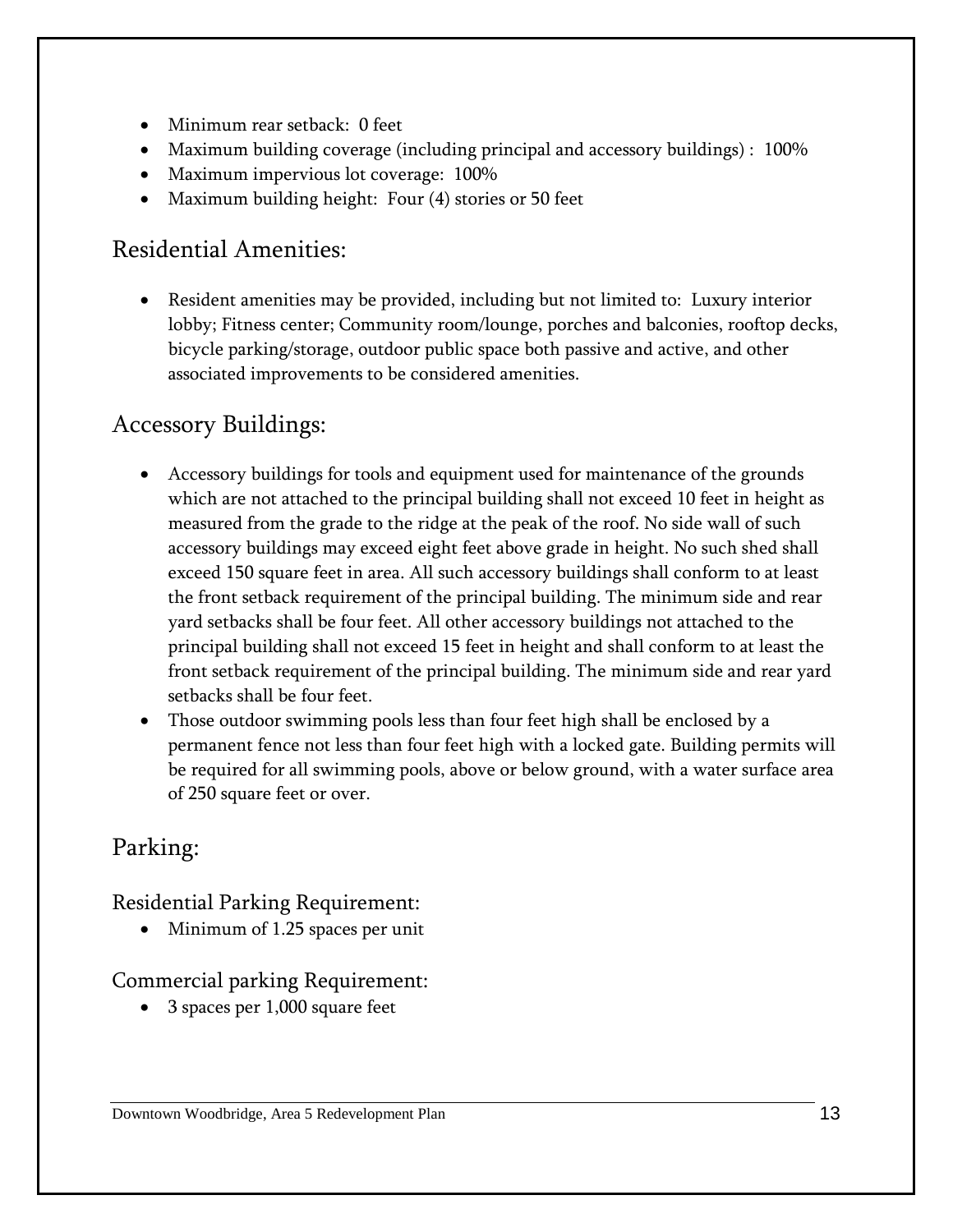- Minimum rear setback: 0 feet
- Maximum building coverage (including principal and accessory buildings) : 100%
- Maximum impervious lot coverage: 100%
- Maximum building height: Four (4) stories or 50 feet

## Residential Amenities:

- Resident amenities may be provided, including but not limited to: Luxury interior lobby; Fitness center; Community room/lounge, porches and balconies, rooftop decks, bicycle parking/storage, outdoor public space both passive and active, and other associated improvements to be considered amenities.

## Accessory Buildings:

- Accessory buildings for tools and equipment used for maintenance of the grounds which are not attached to the principal building shall not exceed 10 feet in height as measured from the grade to the ridge at the peak of the roof. No side wall of such accessory buildings may exceed eight feet above grade in height. No such shed shall exceed 150 square feet in area. All such accessory buildings shall conform to at least the front setback requirement of the principal building. The minimum side and rear yard setbacks shall be four feet. All other accessory buildings not attached to the principal building shall not exceed 15 feet in height and shall conform to at least the front setback requirement of the principal building. The minimum side and rear yard setbacks shall be four feet.
- Those outdoor swimming pools less than four feet high shall be enclosed by a permanent fence not less than four feet high with a locked gate. Building permits will be required for all swimming pools, above or below ground, with a water surface area of 250 square feet or over.

## Parking:

### Residential Parking Requirement:

- Minimum of 1.25 spaces per unit

### Commercial parking Requirement:

- 3 spaces per 1,000 square feet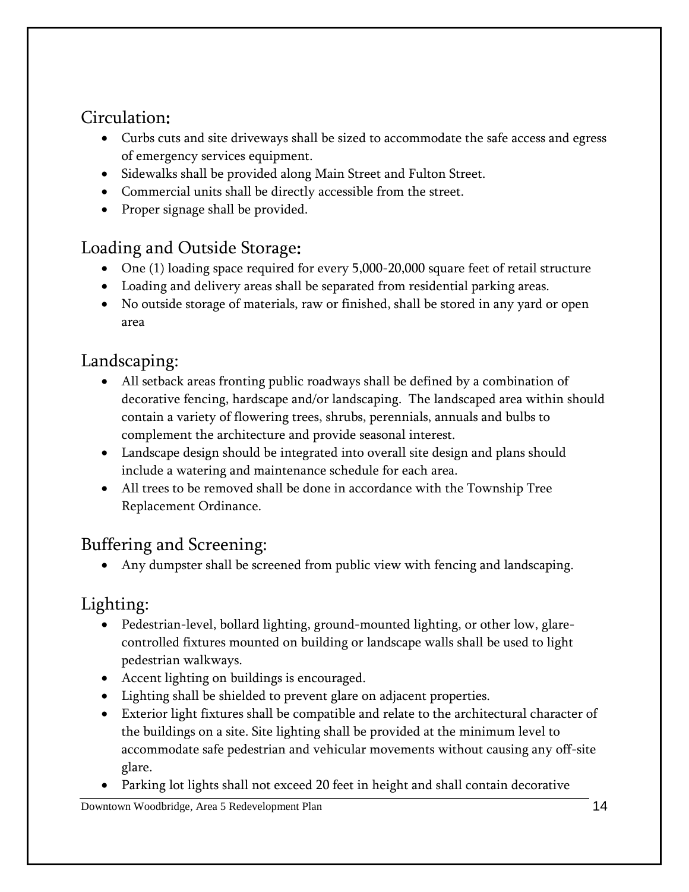## Circulation:

- Curbs cuts and site driveways shall be sized to accommodate the safe access and egress of emergency services equipment.
- Sidewalks shall be provided along Main Street and Fulton Street.
- Commercial units shall be directly accessible from the street.
- Proper signage shall be provided.

## Loading and Outside Storage:

- One (1) loading space required for every 5,000-20,000 square feet of retail structure
- Loading and delivery areas shall be separated from residential parking areas.
- No outside storage of materials, raw or finished, shall be stored in any yard or open area

## Landscaping:

- All setback areas fronting public roadways shall be defined by a combination of decorative fencing, hardscape and/or landscaping. The landscaped area within should contain a variety of flowering trees, shrubs, perennials, annuals and bulbs to complement the architecture and provide seasonal interest.
- Landscape design should be integrated into overall site design and plans should include a watering and maintenance schedule for each area.
- All trees to be removed shall be done in accordance with the Township Tree Replacement Ordinance.

## Buffering and Screening:

- Any dumpster shall be screened from public view with fencing and landscaping.

## Lighting:

- Pedestrian-level, bollard lighting, ground-mounted lighting, or other low, glare-controlled fixtures mounted on building or landscape walls shall be used to light pedestrian walkways.
- Accent lighting on buildings is encouraged.
- Lighting shall be shielded to prevent glare on adjacent properties.
- Exterior light fixtures shall be compatible and relate to the architectural character of the buildings on a site. Site lighting shall be provided at the minimum level to accommodate safe pedestrian and vehicular movements without causing any off-site glare.
- Parking lot lights shall not exceed 20 feet in height and shall contain decorative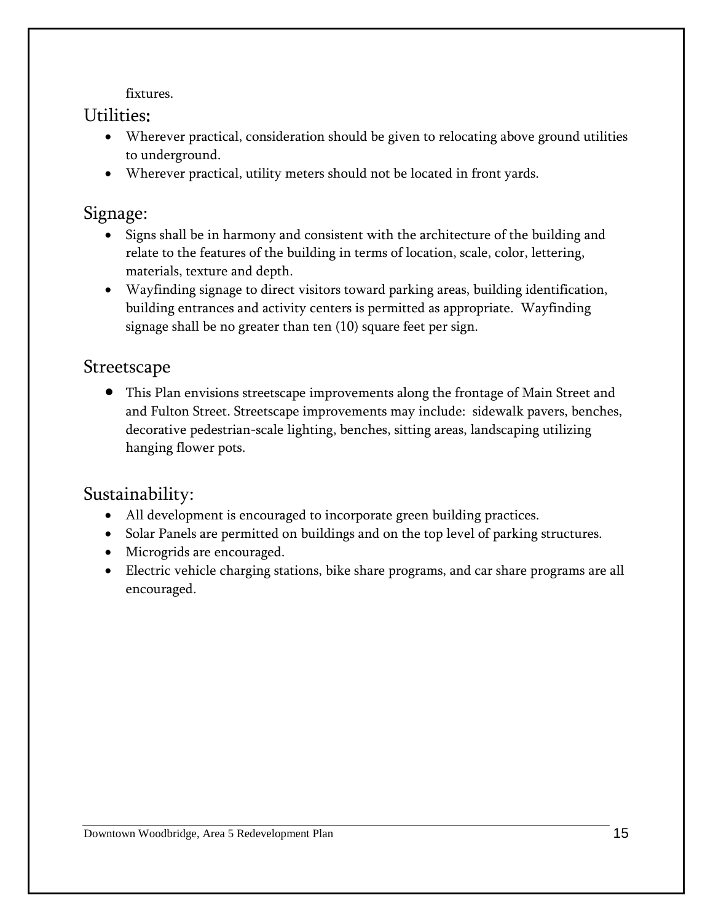fixtures.

## Utilities:

- Wherever practical, consideration should be given to relocating above ground utilities to underground.
- Wherever practical, utility meters should not be located in front yards.

## Signage:

- Signs shall be in harmony and consistent with the architecture of the building and relate to the features of the building in terms of location, scale, color, lettering, materials, texture and depth.
- Wayfinding signage to direct visitors toward parking areas, building identification, building entrances and activity centers is permitted as appropriate. Wayfinding signage shall be no greater than ten (10) square feet per sign.

## Streetscape

- This Plan envisions streetscape improvements along the frontage of Main Street and and Fulton Street. Streetscape improvements may include: sidewalk pavers, benches, decorative pedestrian-scale lighting, benches, sitting areas, landscaping utilizing hanging flower pots.

## Sustainability:

- All development is encouraged to incorporate green building practices.
- Solar Panels are permitted on buildings and on the top level of parking structures.
- Microgrids are encouraged.
- Electric vehicle charging stations, bike share programs, and car share programs are all encouraged.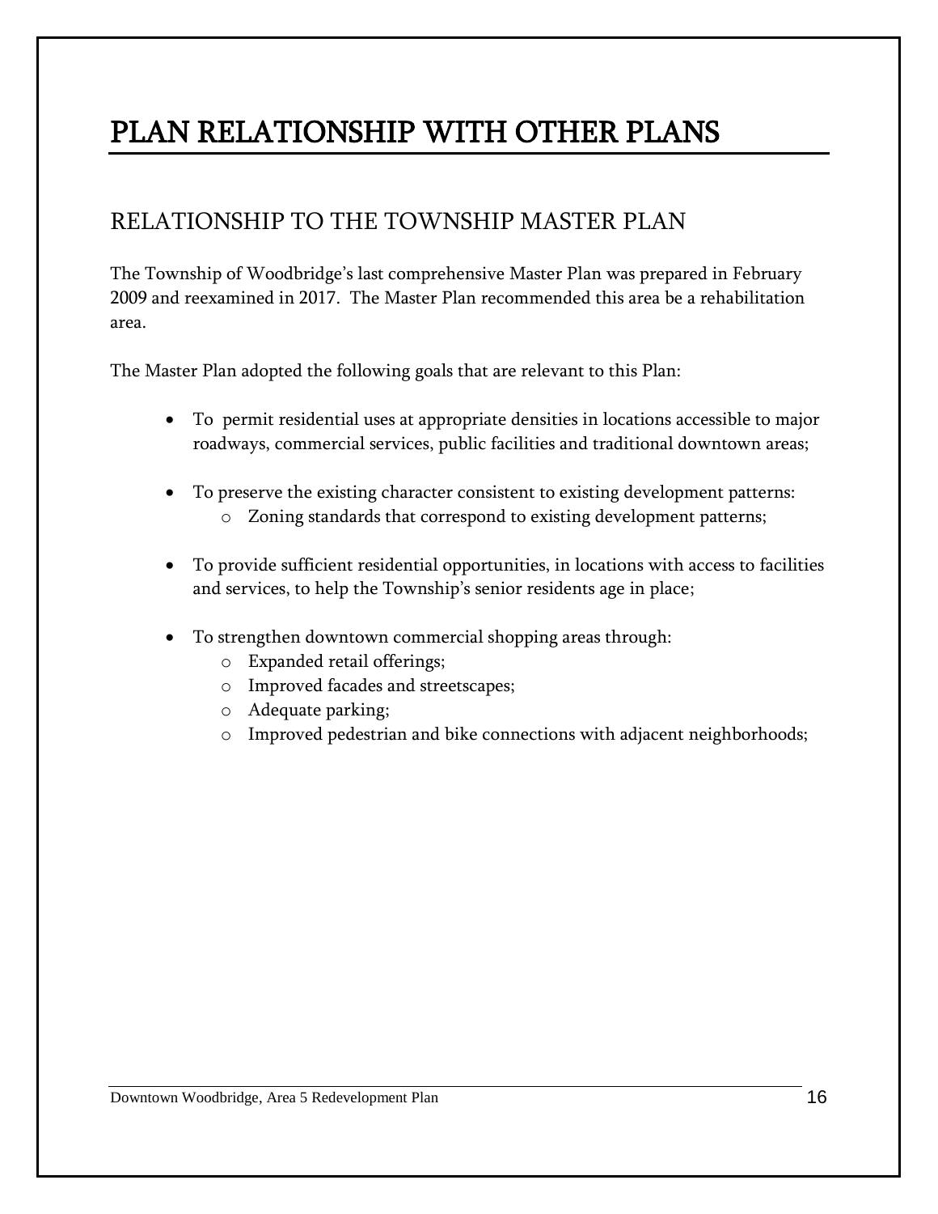# PLAN RELATIONSHIP WITH OTHER PLANS

## RELATIONSHIP TO THE TOWNSHIP MASTER PLAN

The Township of Woodbridge's last comprehensive Master Plan was prepared in February 2009 and reexamined in 2017. The Master Plan recommended this area be a rehabilitation area.

The Master Plan adopted the following goals that are relevant to this Plan:

- To permit residential uses at appropriate densities in locations accessible to major roadways, commercial services, public facilities and traditional downtown areas;
- To preserve the existing character consistent to existing development patterns:
  - Zoning standards that correspond to existing development patterns;
- To provide sufficient residential opportunities, in locations with access to facilities and services, to help the Township's senior residents age in place;
- To strengthen downtown commercial shopping areas through:
  - Expanded retail offerings;
  - Improved facades and streetscapes;
  - Adequate parking;
  - Improved pedestrian and bike connections with adjacent neighborhoods;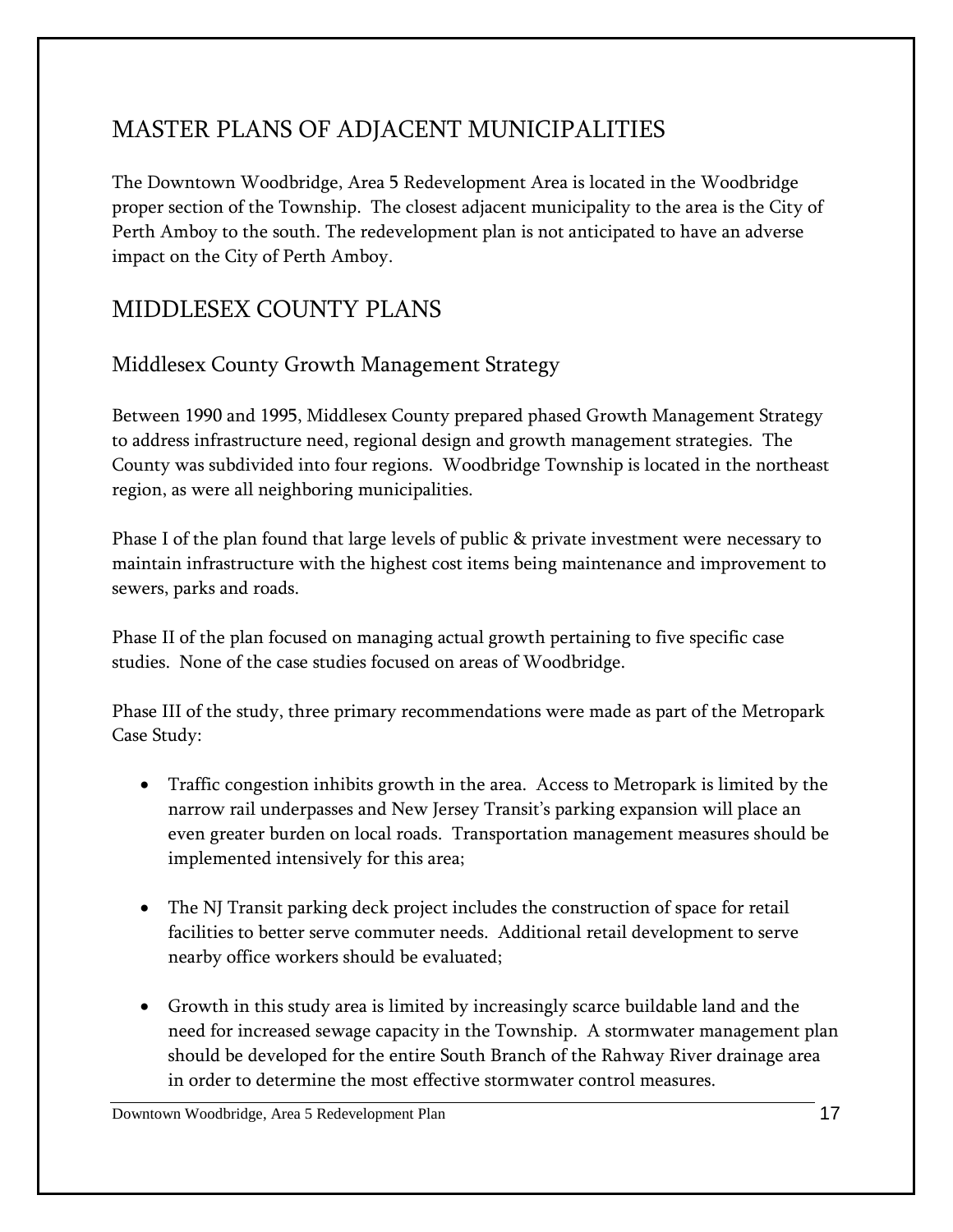# MASTER PLANS OF ADJACENT MUNICIPALITIES

The Downtown Woodbridge, Area 5 Redevelopment Area is located in the Woodbridge proper section of the Township. The closest adjacent municipality to the area is the City of Perth Amboy to the south. The redevelopment plan is not anticipated to have an adverse impact on the City of Perth Amboy.

# MIDDLESEX COUNTY PLANS

## Middlesex County Growth Management Strategy

Between 1990 and 1995, Middlesex County prepared phased Growth Management Strategy to address infrastructure need, regional design and growth management strategies. The County was subdivided into four regions. Woodbridge Township is located in the northeast region, as were all neighboring municipalities.

Phase I of the plan found that large levels of public & private investment were necessary to maintain infrastructure with the highest cost items being maintenance and improvement to sewers, parks and roads.

Phase II of the plan focused on managing actual growth pertaining to five specific case studies. None of the case studies focused on areas of Woodbridge.

Phase III of the study, three primary recommendations were made as part of the Metropark Case Study:

- Traffic congestion inhibits growth in the area. Access to Metropark is limited by the narrow rail underpasses and New Jersey Transit's parking expansion will place an even greater burden on local roads. Transportation management measures should be implemented intensively for this area;

- The NJ Transit parking deck project includes the construction of space for retail facilities to better serve commuter needs. Additional retail development to serve nearby office workers should be evaluated;

- Growth in this study area is limited by increasingly scarce buildable land and the need for increased sewage capacity in the Township. A stormwater management plan should be developed for the entire South Branch of the Rahway River drainage area in order to determine the most effective stormwater control measures.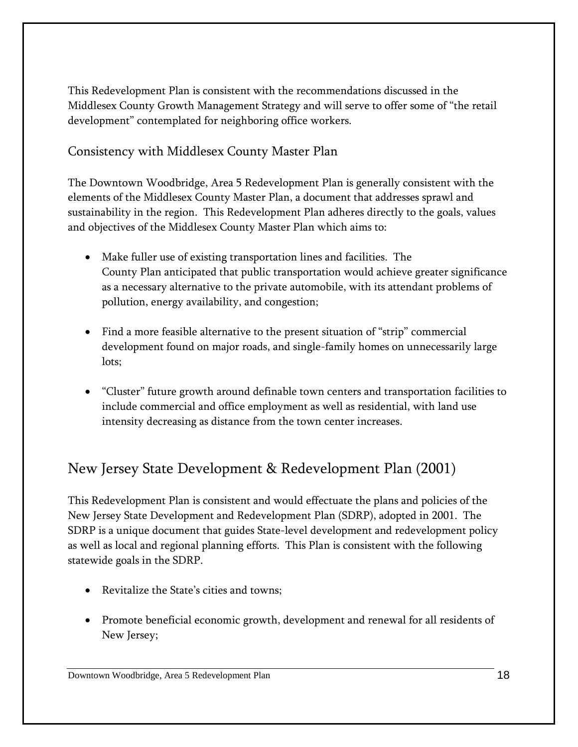This Redevelopment Plan is consistent with the recommendations discussed in the Middlesex County Growth Management Strategy and will serve to offer some of "the retail development" contemplated for neighboring office workers.

### Consistency with Middlesex County Master Plan

The Downtown Woodbridge, Area 5 Redevelopment Plan is generally consistent with the elements of the Middlesex County Master Plan, a document that addresses sprawl and sustainability in the region. This Redevelopment Plan adheres directly to the goals, values and objectives of the Middlesex County Master Plan which aims to:

- Make fuller use of existing transportation lines and facilities. The County Plan anticipated that public transportation would achieve greater significance as a necessary alternative to the private automobile, with its attendant problems of pollution, energy availability, and congestion;

- Find a more feasible alternative to the present situation of "strip" commercial development found on major roads, and single-family homes on unnecessarily large lots;

- "Cluster" future growth around definable town centers and transportation facilities to include commercial and office employment as well as residential, with land use intensity decreasing as distance from the town center increases.

## New Jersey State Development & Redevelopment Plan (2001)

This Redevelopment Plan is consistent and would effectuate the plans and policies of the New Jersey State Development and Redevelopment Plan (SDRP), adopted in 2001. The SDRP is a unique document that guides State-level development and redevelopment policy as well as local and regional planning efforts. This Plan is consistent with the following statewide goals in the SDRP.

- Revitalize the State's cities and towns;

- Promote beneficial economic growth, development and renewal for all residents of New Jersey;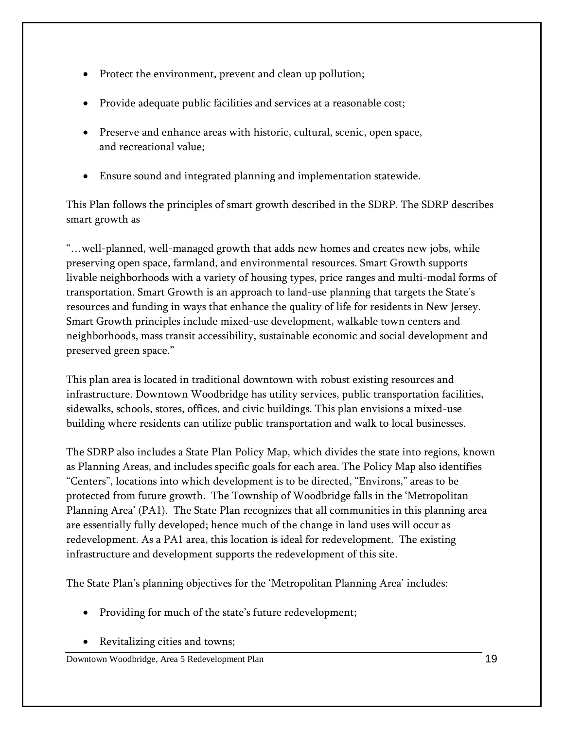- Protect the environment, prevent and clean up pollution;
- Provide adequate public facilities and services at a reasonable cost;
- Preserve and enhance areas with historic, cultural, scenic, open space, and recreational value;
- Ensure sound and integrated planning and implementation statewide.

This Plan follows the principles of smart growth described in the SDRP. The SDRP describes smart growth as

"…well-planned, well-managed growth that adds new homes and creates new jobs, while preserving open space, farmland, and environmental resources. Smart Growth supports livable neighborhoods with a variety of housing types, price ranges and multi-modal forms of transportation. Smart Growth is an approach to land-use planning that targets the State's resources and funding in ways that enhance the quality of life for residents in New Jersey. Smart Growth principles include mixed-use development, walkable town centers and neighborhoods, mass transit accessibility, sustainable economic and social development and preserved green space."

This plan area is located in traditional downtown with robust existing resources and infrastructure. Downtown Woodbridge has utility services, public transportation facilities, sidewalks, schools, stores, offices, and civic buildings. This plan envisions a mixed-use building where residents can utilize public transportation and walk to local businesses.

The SDRP also includes a State Plan Policy Map, which divides the state into regions, known as Planning Areas, and includes specific goals for each area. The Policy Map also identifies "Centers", locations into which development is to be directed, "Environs," areas to be protected from future growth. The Township of Woodbridge falls in the 'Metropolitan Planning Area' (PA1). The State Plan recognizes that all communities in this planning area are essentially fully developed; hence much of the change in land uses will occur as redevelopment. As a PA1 area, this location is ideal for redevelopment. The existing infrastructure and development supports the redevelopment of this site.

The State Plan's planning objectives for the 'Metropolitan Planning Area' includes:

- Providing for much of the state's future redevelopment;
- Revitalizing cities and towns;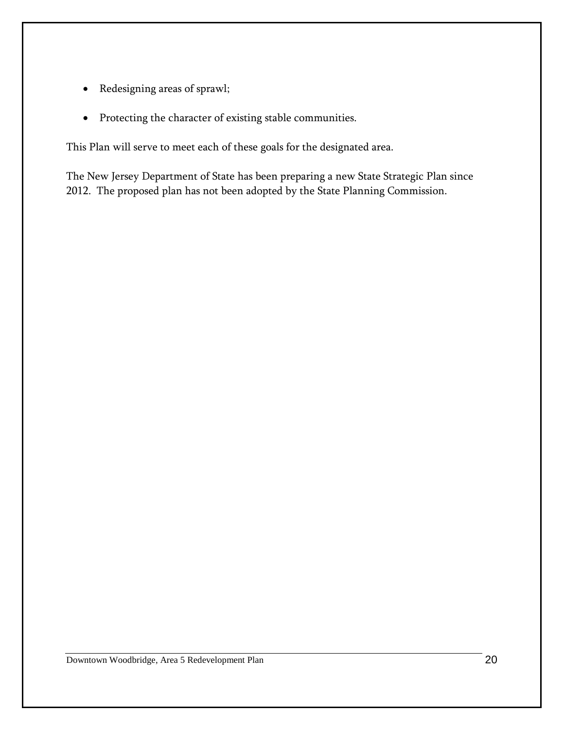- Redesigning areas of sprawl;
- Protecting the character of existing stable communities.

This Plan will serve to meet each of these goals for the designated area.

The New Jersey Department of State has been preparing a new State Strategic Plan since 2012. The proposed plan has not been adopted by the State Planning Commission.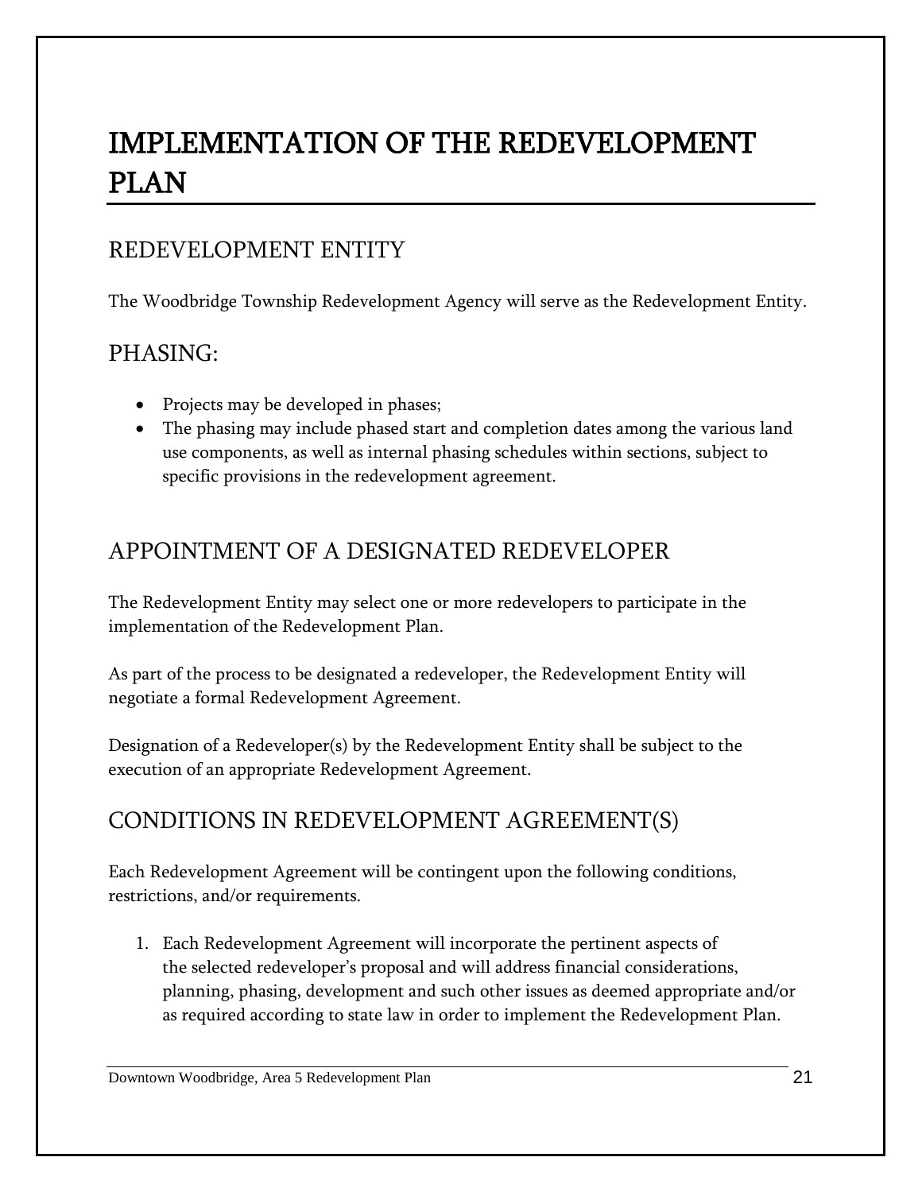# IMPLEMENTATION OF THE REDEVELOPMENT PLAN

## REDEVELOPMENT ENTITY

The Woodbridge Township Redevelopment Agency will serve as the Redevelopment Entity.

## PHASING:

- Projects may be developed in phases;
- The phasing may include phased start and completion dates among the various land use components, as well as internal phasing schedules within sections, subject to specific provisions in the redevelopment agreement.

## APPOINTMENT OF A DESIGNATED REDEVELOPER

The Redevelopment Entity may select one or more redevelopers to participate in the implementation of the Redevelopment Plan.

As part of the process to be designated a redeveloper, the Redevelopment Entity will negotiate a formal Redevelopment Agreement.

Designation of a Redeveloper(s) by the Redevelopment Entity shall be subject to the execution of an appropriate Redevelopment Agreement.

## CONDITIONS IN REDEVELOPMENT AGREEMENT(S)

Each Redevelopment Agreement will be contingent upon the following conditions, restrictions, and/or requirements.

1. Each Redevelopment Agreement will incorporate the pertinent aspects of the selected redeveloper's proposal and will address financial considerations, planning, phasing, development and such other issues as deemed appropriate and/or as required according to state law in order to implement the Redevelopment Plan.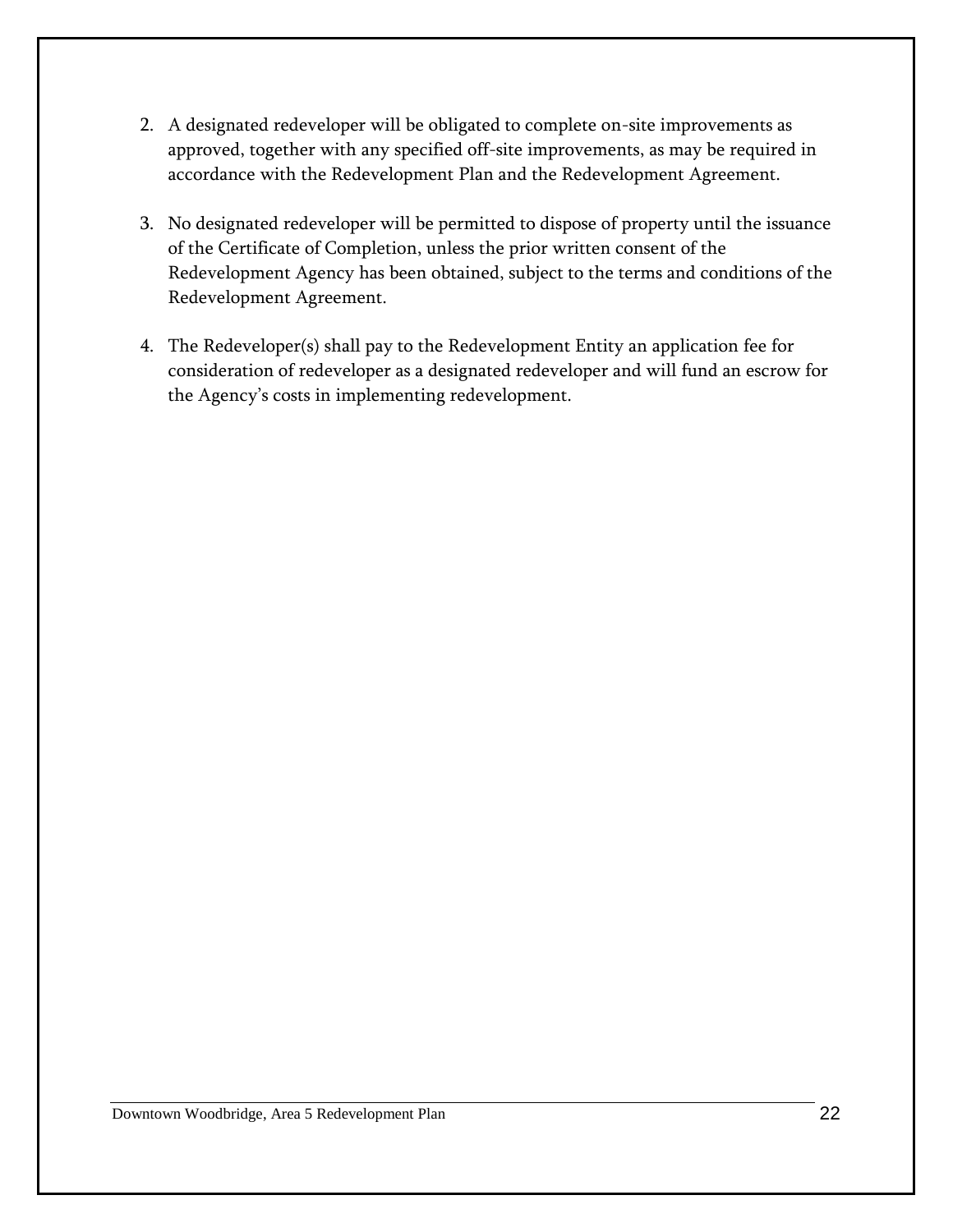2. A designated redeveloper will be obligated to complete on-site improvements as approved, together with any specified off-site improvements, as may be required in accordance with the Redevelopment Plan and the Redevelopment Agreement.

3. No designated redeveloper will be permitted to dispose of property until the issuance of the Certificate of Completion, unless the prior written consent of the Redevelopment Agency has been obtained, subject to the terms and conditions of the Redevelopment Agreement.

4. The Redeveloper(s) shall pay to the Redevelopment Entity an application fee for consideration of redeveloper as a designated redeveloper and will fund an escrow for the Agency's costs in implementing redevelopment.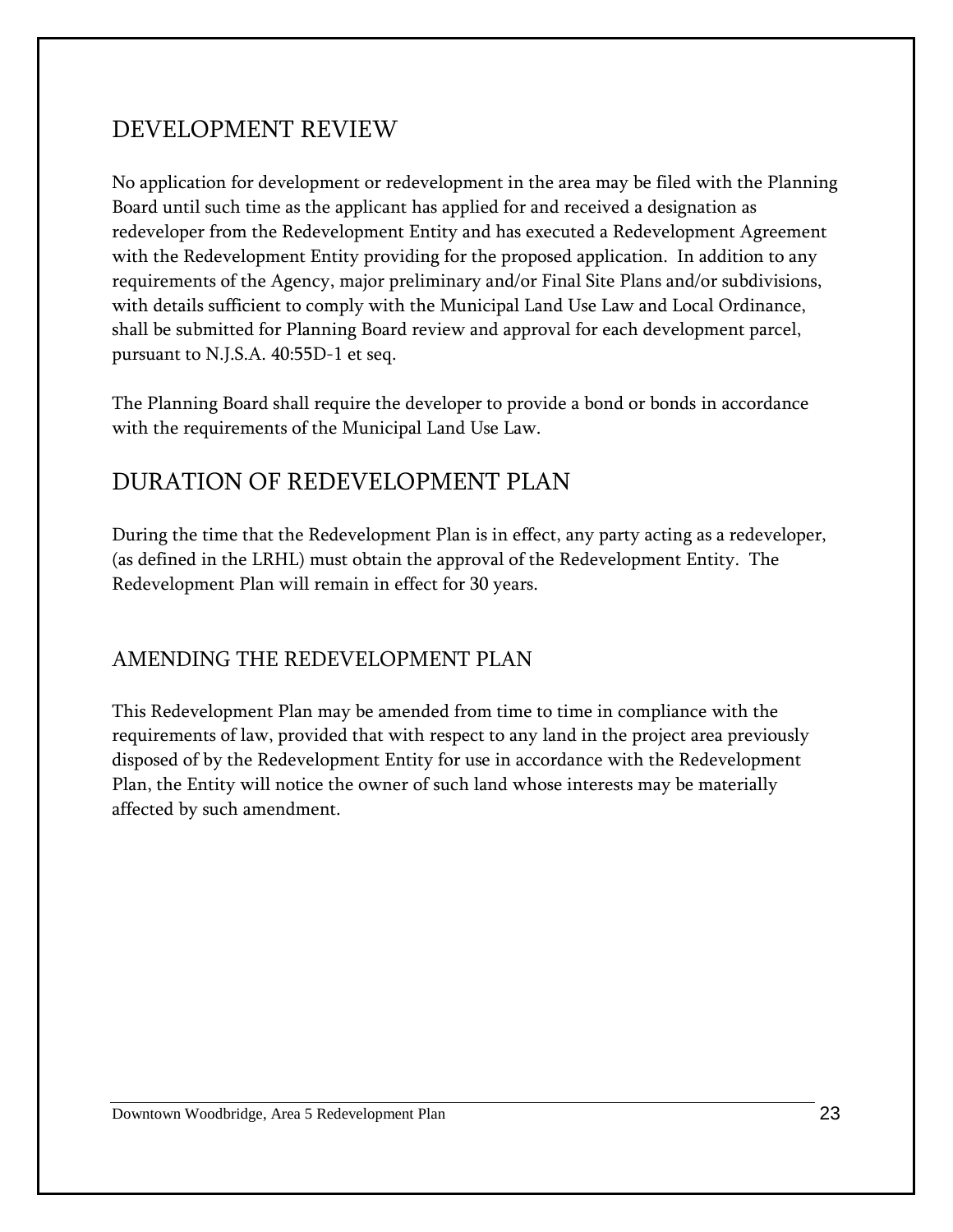## DEVELOPMENT REVIEW

No application for development or redevelopment in the area may be filed with the Planning Board until such time as the applicant has applied for and received a designation as redeveloper from the Redevelopment Entity and has executed a Redevelopment Agreement with the Redevelopment Entity providing for the proposed application. In addition to any requirements of the Agency, major preliminary and/or Final Site Plans and/or subdivisions, with details sufficient to comply with the Municipal Land Use Law and Local Ordinance, shall be submitted for Planning Board review and approval for each development parcel, pursuant to N.J.S.A. 40:55D-1 et seq.

The Planning Board shall require the developer to provide a bond or bonds in accordance with the requirements of the Municipal Land Use Law.

## DURATION OF REDEVELOPMENT PLAN

During the time that the Redevelopment Plan is in effect, any party acting as a redeveloper, (as defined in the LRHL) must obtain the approval of the Redevelopment Entity. The Redevelopment Plan will remain in effect for 30 years.

### AMENDING THE REDEVELOPMENT PLAN

This Redevelopment Plan may be amended from time to time in compliance with the requirements of law, provided that with respect to any land in the project area previously disposed of by the Redevelopment Entity for use in accordance with the Redevelopment Plan, the Entity will notice the owner of such land whose interests may be materially affected by such amendment.